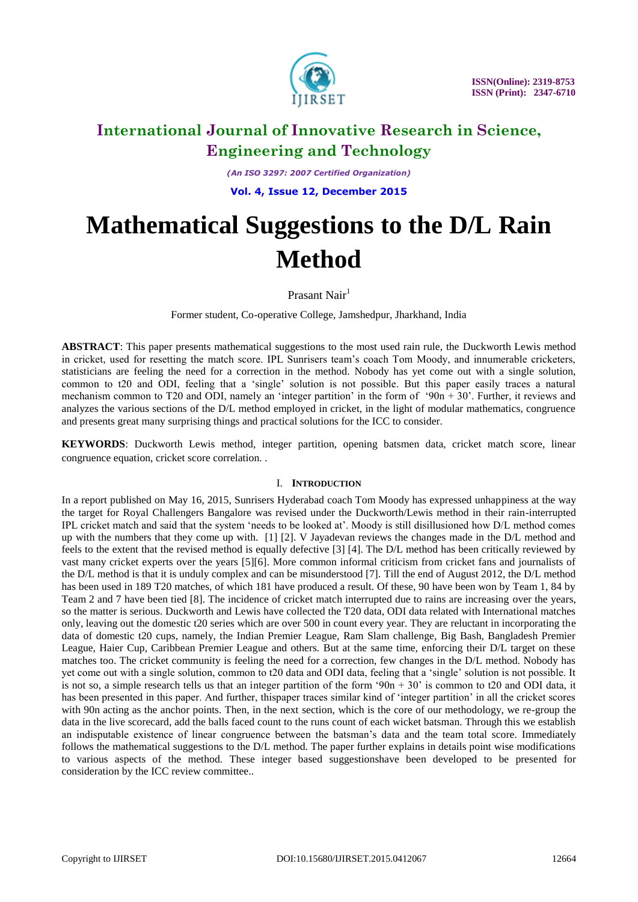# International Journal of Innovative Research in Science, Engineering and Technology

*(An ISO 3297: 2007 Certified Organization)*

**Vol. 4, Issue 12, December 2015**

# Mathematical Suggestions to the D/L Rain Method

Prasant Nair[1]

Former student, Co-operative College, Jamshedpur, Jharkhand, India

**ABSTRACT**: This paper presents mathematical suggestions to the most used rain rule, the Duckworth Lewis method in cricket, used for resetting the match score. IPL Sunrisers team's coach Tom Moody, and innumerable cricketers, statisticians are feeling the need for a correction in the method. Nobody has yet come out with a single solution, common to t20 and ODI, feeling that a 'single' solution is not possible. But this paper easily traces a natural mechanism common to T20 and ODI, namely an 'integer partition' in the form of '90n + 30'. Further, it reviews and analyzes the various sections of the D/L method employed in cricket, in the light of modular mathematics, congruence and presents great many surprising things and practical solutions for the ICC to consider.

**KEYWORDS**: Duckworth Lewis method, integer partition, opening batsmen data, cricket match score, linear congruence equation, cricket score correlation. .

## I. Introduction

In a report published on May 16, 2015, Sunrisers Hyderabad coach Tom Moody has expressed unhappiness at the way the target for Royal Challengers Bangalore was revised under the Duckworth/Lewis method in their rain-interrupted IPL cricket match and said that the system 'needs to be looked at'. Moody is still disillusioned how D/L method comes up with the numbers that they come up with. [1] [2]. V Jayadevan reviews the changes made in the D/L method and feels to the extent that the revised method is equally defective [3] [4]. The D/L method has been critically reviewed by vast many cricket experts over the years [5][6]. More common informal criticism from cricket fans and journalists of the D/L method is that it is unduly complex and can be misunderstood [7]. Till the end of August 2012, the D/L method has been used in 189 T20 matches, of which 181 have produced a result. Of these, 90 have been won by Team 1, 84 by Team 2 and 7 have been tied [8]. The incidence of cricket match interrupted due to rains are increasing over the years, so the matter is serious. Duckworth and Lewis have collected the T20 data, ODI data related with International matches only, leaving out the domestic t20 series which are over 500 in count every year. They are reluctant in incorporating the data of domestic t20 cups, namely, the Indian Premier League, Ram Slam challenge, Big Bash, Bangladesh Premier League, Haier Cup, Caribbean Premier League and others. But at the same time, enforcing their D/L target on these matches too. The cricket community is feeling the need for a correction, few changes in the D/L method. Nobody has yet come out with a single solution, common to t20 data and ODI data, feeling that a 'single' solution is not possible. It is not so, a simple research tells us that an integer partition of the form '90n + 30' is common to t20 and ODI data, it has been presented in this paper. And further, thispaper traces similar kind of 'integer partition' in all the cricket scores with 90n acting as the anchor points. Then, in the next section, which is the core of our methodology, we re-group the data in the live scorecard, add the balls faced count to the runs count of each wicket batsman. Through this we establish an indisputable existence of linear congruence between the batsman's data and the team total score. Immediately follows the mathematical suggestions to the D/L method. The paper further explains in details point wise modifications to various aspects of the method. These integer based suggestionshave been developed to be presented for consideration by the ICC review committee..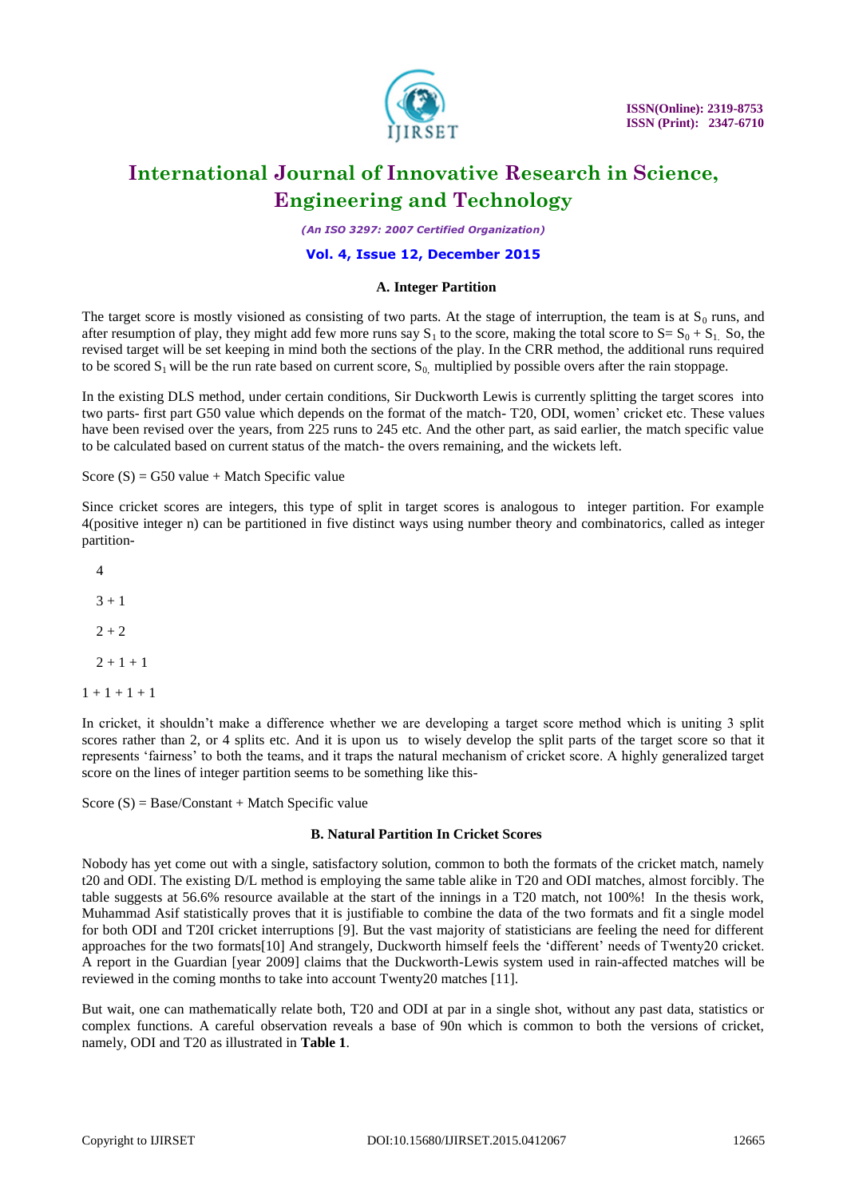### A. Integer Partition

The target score is mostly visioned as consisting of two parts. At the stage of interruption, the team is at $S_0$ runs, and after resumption of play, they might add few more runs say $S_1$ to the score, making the total score to $S = S_0 + S_1$. So, the revised target will be set keeping in mind both the sections of the play. In the CRR method, the additional runs required to be scored $S_1$ will be the run rate based on current score, $S_0$, multiplied by possible overs after the rain stoppage.

In the existing DLS method, under certain conditions, Sir Duckworth Lewis is currently splitting the target scores into two parts- first part G50 value which depends on the format of the match- T20, ODI, women' cricket etc. These values have been revised over the years, from 225 runs to 245 etc. And the other part, as said earlier, the match specific value to be calculated based on current status of the match- the overs remaining, and the wickets left.

Score (S) = G50 value + Match Specific value

Since cricket scores are integers, this type of split in target scores is analogous to integer partition. For example 4(positive integer n) can be partitioned in five distinct ways using number theory and combinatorics, called as integer partition-

4

3 + 1

2 + 2

2 + 1 + 1

1 + 1 + 1 + 1

In cricket, it shouldn't make a difference whether we are developing a target score method which is uniting 3 split scores rather than 2, or 4 splits etc. And it is upon us to wisely develop the split parts of the target score so that it represents 'fairness' to both the teams, and it traps the natural mechanism of cricket score. A highly generalized target score on the lines of integer partition seems to be something like this-

Score (S) = Base/Constant + Match Specific value

### B. Natural Partition In Cricket Scores

Nobody has yet come out with a single, satisfactory solution, common to both the formats of the cricket match, namely t20 and ODI. The existing D/L method is employing the same table alike in T20 and ODI matches, almost forcibly. The table suggests at 56.6% resource available at the start of the innings in a T20 match, not 100%! In the thesis work, Muhammad Asif statistically proves that it is justifiable to combine the data of the two formats and fit a single model for both ODI and T20I cricket interruptions [9]. But the vast majority of statisticians are feeling the need for different approaches for the two formats[10] And strangely, Duckworth himself feels the 'different' needs of Twenty20 cricket. A report in the Guardian [year 2009] claims that the Duckworth-Lewis system used in rain-affected matches will be reviewed in the coming months to take into account Twenty20 matches [11].

But wait, one can mathematically relate both, T20 and ODI at par in a single shot, without any past data, statistics or complex functions. A careful observation reveals a base of 90n which is common to both the versions of cricket, namely, ODI and T20 as illustrated in **Table 1**.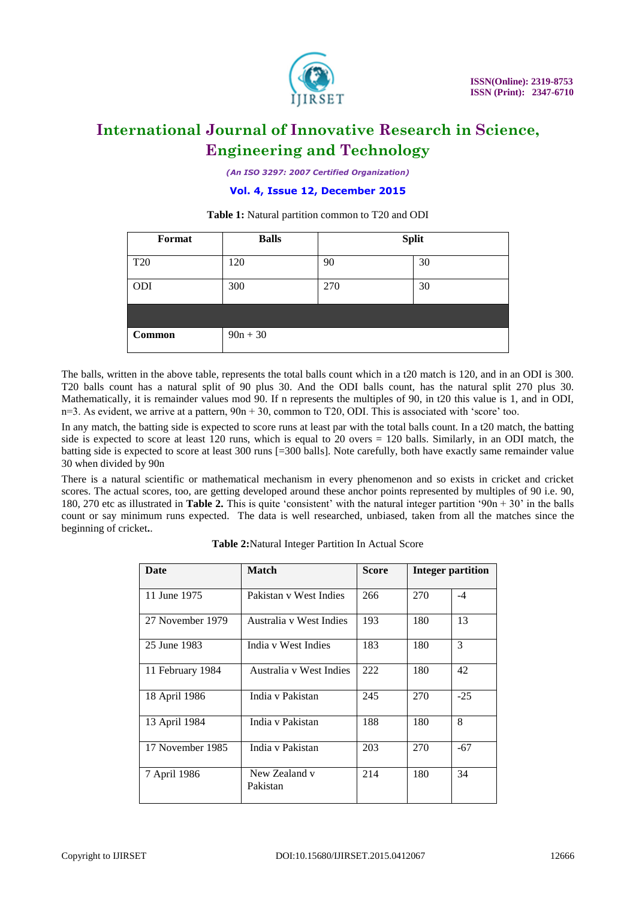**Table 1:** Natural partition common to T20 and ODI

| Format | Balls | Split | |
|---|---|---|---|
| T20 | 120 | 90 | 30 |
| ODI | 300 | 270 | 30 |
| | | | |
| **Common** | 90n + 30 | | |

The balls, written in the above table, represents the total balls count which in a t20 match is 120, and in an ODI is 300. T20 balls count has a natural split of 90 plus 30. And the ODI balls count, has the natural split 270 plus 30. Mathematically, it is remainder values mod 90. If n represents the multiples of 90, in t20 this value is 1, and in ODI, n=3. As evident, we arrive at a pattern, 90n + 30, common to T20, ODI. This is associated with 'score' too.

In any match, the batting side is expected to score runs at least par with the total balls count. In a t20 match, the batting side is expected to score at least 120 runs, which is equal to 20 overs = 120 balls. Similarly, in an ODI match, the batting side is expected to score at least 300 runs [=300 balls]. Note carefully, both have exactly same remainder value 30 when divided by 90n

There is a natural scientific or mathematical mechanism in every phenomenon and so exists in cricket and cricket scores. The actual scores, too, are getting developed around these anchor points represented by multiples of 90 i.e. 90, 180, 270 etc as illustrated in **Table 2.** This is quite 'consistent' with the natural integer partition '90n + 30' in the balls count or say minimum runs expected. The data is well researched, unbiased, taken from all the matches since the beginning of cricket**.**.

**Table 2:**Natural Integer Partition In Actual Score

| Date | Match | Score | Integer partition | |
|---|---|---|---|---|
| 11 June 1975 | Pakistan v West Indies | 266 | 270 | -4 |
| 27 November 1979 | Australia v West Indies | 193 | 180 | 13 |
| 25 June 1983 | India v West Indies | 183 | 180 | 3 |
| 11 February 1984 | Australia v West Indies | 222 | 180 | 42 |
| 18 April 1986 | India v Pakistan | 245 | 270 | -25 |
| 13 April 1984 | India v Pakistan | 188 | 180 | 8 |
| 17 November 1985 | India v Pakistan | 203 | 270 | -67 |
| 7 April 1986 | New Zealand v Pakistan | 214 | 180 | 34 |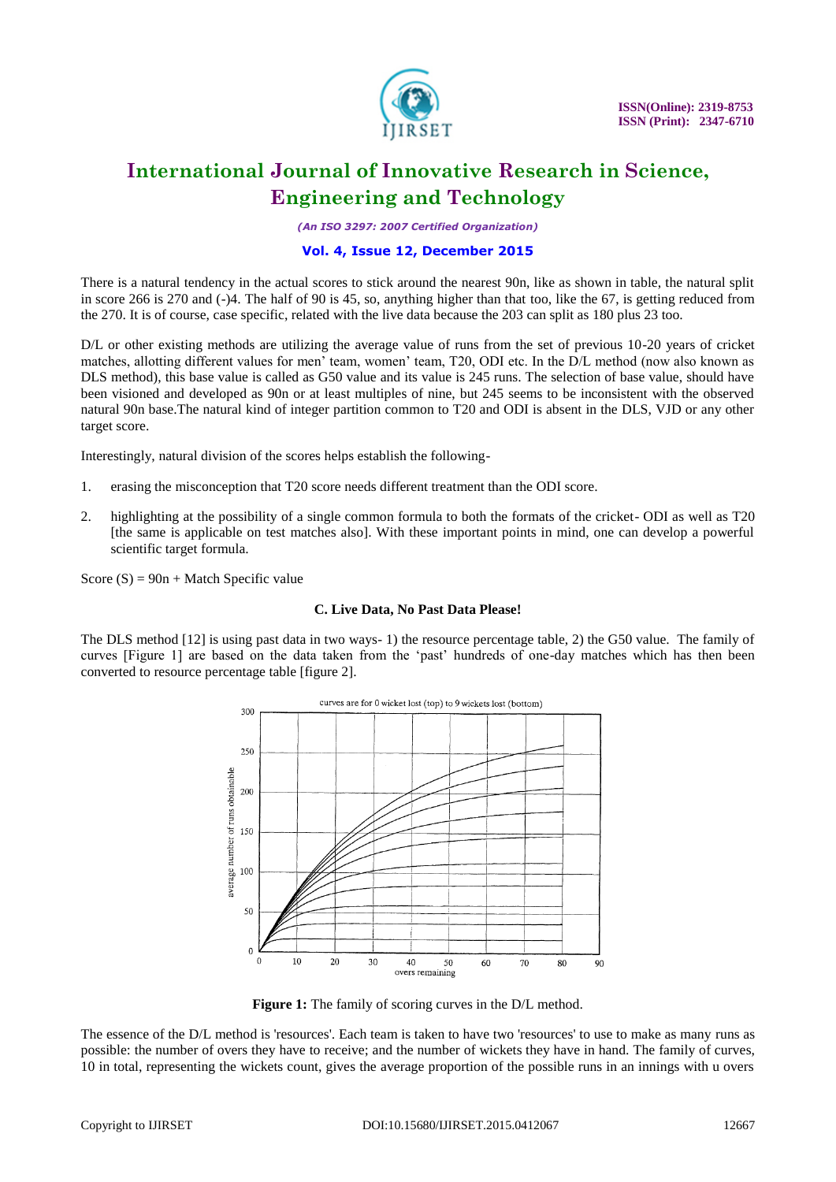There is a natural tendency in the actual scores to stick around the nearest 90n, like as shown in table, the natural split in score 266 is 270 and (-)4. The half of 90 is 45, so, anything higher than that too, like the 67, is getting reduced from the 270. It is of course, case specific, related with the live data because the 203 can split as 180 plus 23 too.

D/L or other existing methods are utilizing the average value of runs from the set of previous 10-20 years of cricket matches, allotting different values for men' team, women' team, T20, ODI etc. In the D/L method (now also known as DLS method), this base value is called as G50 value and its value is 245 runs. The selection of base value, should have been visioned and developed as 90n or at least multiples of nine, but 245 seems to be inconsistent with the observed natural 90n base.The natural kind of integer partition common to T20 and ODI is absent in the DLS, VJD or any other target score.

Interestingly, natural division of the scores helps establish the following-

1. erasing the misconception that T20 score needs different treatment than the ODI score.
2. highlighting at the possibility of a single common formula to both the formats of the cricket- ODI as well as T20 [the same is applicable on test matches also]. With these important points in mind, one can develop a powerful scientific target formula.

Score (S) = 90n + Match Specific value

### C. Live Data, No Past Data Please!

The DLS method [12] is using past data in two ways- 1) the resource percentage table, 2) the G50 value. The family of curves [Figure 1] are based on the data taken from the 'past' hundreds of one-day matches which has then been converted to resource percentage table [figure 2].

**Figure 1:** The family of scoring curves in the D/L method.

The essence of the D/L method is 'resources'. Each team is taken to have two 'resources' to use to make as many runs as possible: the number of overs they have to receive; and the number of wickets they have in hand. The family of curves, 10 in total, representing the wickets count, gives the average proportion of the possible runs in an innings with u overs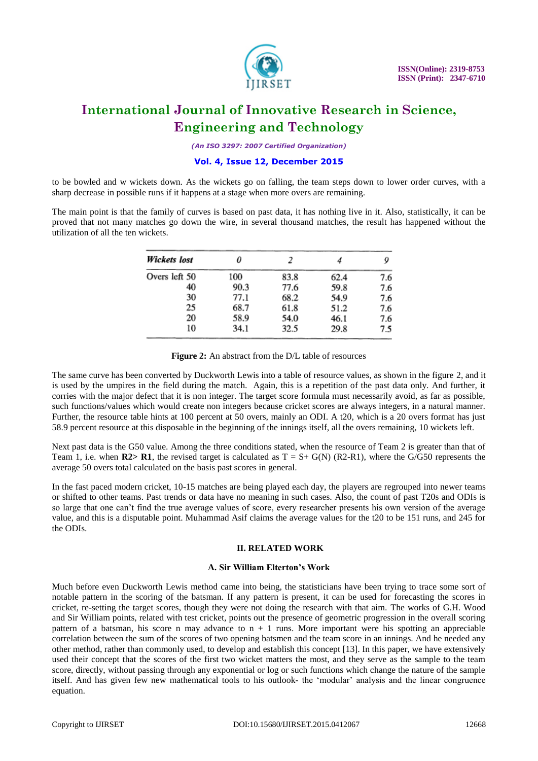to be bowled and w wickets down. As the wickets go on falling, the team steps down to lower order curves, with a sharp decrease in possible runs if it happens at a stage when more overs are remaining.

The main point is that the family of curves is based on past data, it has nothing live in it. Also, statistically, it can be proved that not many matches go down the wire, in several thousand matches, the result has happened without the utilization of all the ten wickets.

| *Wickets lost* | *0* | *2* | *4* | *9* |
|---|---|---|---|---|
| Overs left 50 | 100 | 83.8 | 62.4 | 7.6 |
| 40 | 90.3 | 77.6 | 59.8 | 7.6 |
| 30 | 77.1 | 68.2 | 54.9 | 7.6 |
| 25 | 68.7 | 61.8 | 51.2 | 7.6 |
| 20 | 58.9 | 54.0 | 46.1 | 7.6 |
| 10 | 34.1 | 32.5 | 29.8 | 7.5 |

**Figure 2:** An abstract from the D/L table of resources

The same curve has been converted by Duckworth Lewis into a table of resource values, as shown in the figure 2, and it is used by the umpires in the field during the match. Again, this is a repetition of the past data only. And further, it corries with the major defect that it is non integer. The target score formula must necessarily avoid, as far as possible, such functions/values which would create non integers because cricket scores are always integers, in a natural manner. Further, the resource table hints at 100 percent at 50 overs, mainly an ODI. A t20, which is a 20 overs format has just 58.9 percent resource at this disposable in the beginning of the innings itself, all the overs remaining, 10 wickets left.

Next past data is the G50 value. Among the three conditions stated, when the resource of Team 2 is greater than that of Team 1, i.e. when **R2> R1**, the revised target is calculated as T = S+ G(N) (R2-R1), where the G/G50 represents the average 50 overs total calculated on the basis past scores in general.

In the fast paced modern cricket, 10-15 matches are being played each day, the players are regrouped into newer teams or shifted to other teams. Past trends or data have no meaning in such cases. Also, the count of past T20s and ODIs is so large that one can't find the true average values of score, every researcher presents his own version of the average value, and this is a disputable point. Muhammad Asif claims the average values for the t20 to be 151 runs, and 245 for the ODIs.

## II. RELATED WORK

### A. Sir William Elterton's Work

Much before even Duckworth Lewis method came into being, the statisticians have been trying to trace some sort of notable pattern in the scoring of the batsman. If any pattern is present, it can be used for forecasting the scores in cricket, re-setting the target scores, though they were not doing the research with that aim. The works of G.H. Wood and Sir William points, related with test cricket, points out the presence of geometric progression in the overall scoring pattern of a batsman, his score n may advance to n + 1 runs. More important were his spotting an appreciable correlation between the sum of the scores of two opening batsmen and the team score in an innings. And he needed any other method, rather than commonly used, to develop and establish this concept [13]. In this paper, we have extensively used their concept that the scores of the first two wicket matters the most, and they serve as the sample to the team score, directly, without passing through any exponential or log or such functions which change the nature of the sample itself. And has given few new mathematical tools to his outlook- the 'modular' analysis and the linear congruence equation.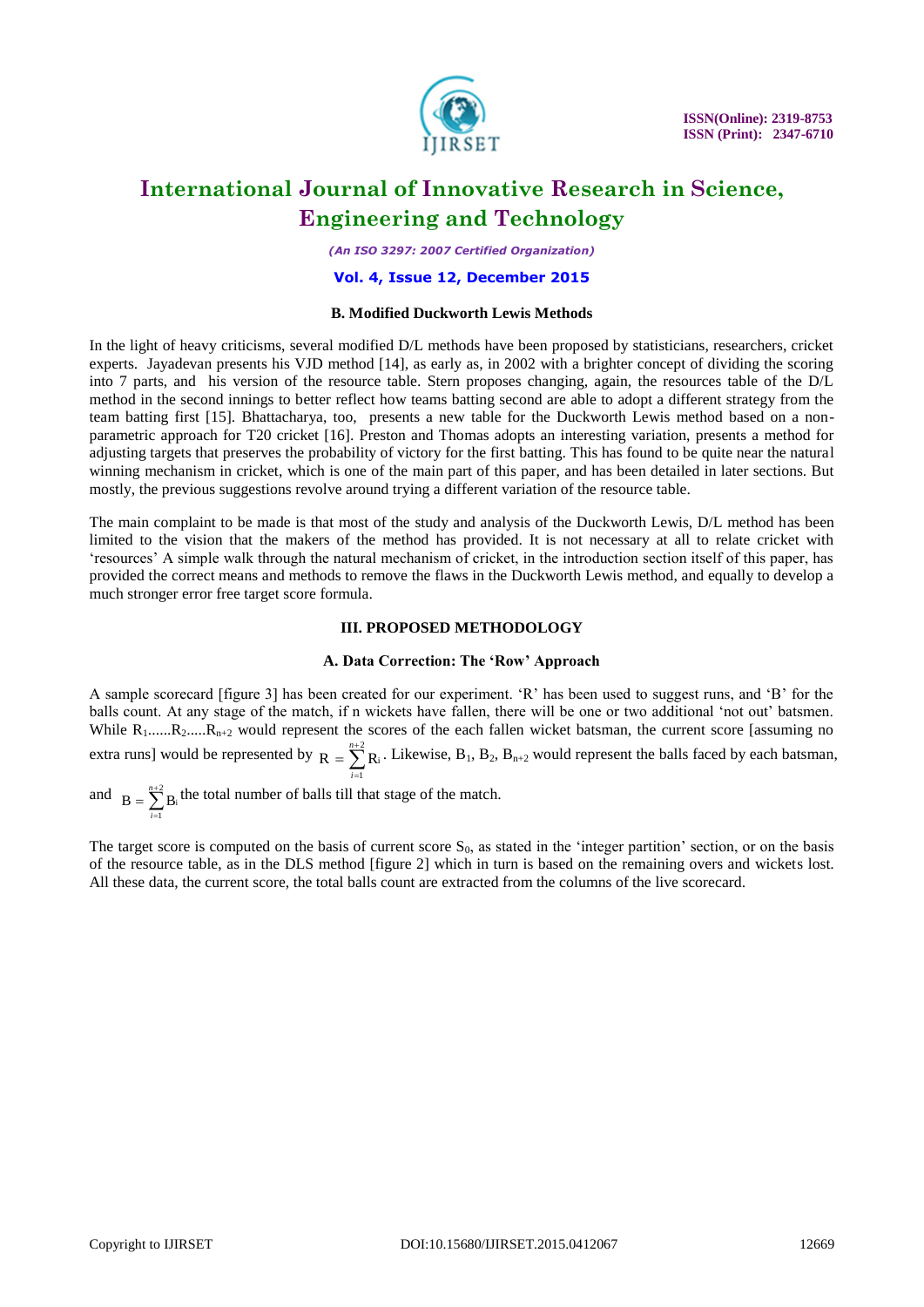### B. Modified Duckworth Lewis Methods

In the light of heavy criticisms, several modified D/L methods have been proposed by statisticians, researchers, cricket experts. Jayadevan presents his VJD method [14], as early as, in 2002 with a brighter concept of dividing the scoring into 7 parts, and his version of the resource table. Stern proposes changing, again, the resources table of the D/L method in the second innings to better reflect how teams batting second are able to adopt a different strategy from the team batting first [15]. Bhattacharya, too, presents a new table for the Duckworth Lewis method based on a non-parametric approach for T20 cricket [16]. Preston and Thomas adopts an interesting variation, presents a method for adjusting targets that preserves the probability of victory for the first batting. This has found to be quite near the natural winning mechanism in cricket, which is one of the main part of this paper, and has been detailed in later sections. But mostly, the previous suggestions revolve around trying a different variation of the resource table.

The main complaint to be made is that most of the study and analysis of the Duckworth Lewis, D/L method has been limited to the vision that the makers of the method has provided. It is not necessary at all to relate cricket with 'resources' A simple walk through the natural mechanism of cricket, in the introduction section itself of this paper, has provided the correct means and methods to remove the flaws in the Duckworth Lewis method, and equally to develop a much stronger error free target score formula.

## III. PROPOSED METHODOLOGY

### A. Data Correction: The 'Row' Approach

A sample scorecard [figure 3] has been created for our experiment. 'R' has been used to suggest runs, and 'B' for the balls count. At any stage of the match, if n wickets have fallen, there will be one or two additional 'not out' batsmen. While $R_1$......$R_2$.....$R_{n+2}$ would represent the scores of the each fallen wicket batsman, the current score [assuming no extra runs] would be represented by $R = \sum_{i=1}^{n+2} R_i$. Likewise, $B_1$, $B_2$, $B_{n+2}$ would represent the balls faced by each batsman, and $B = \sum_{i=1}^{n+2} B_i$ the total number of balls till that stage of the match.

The target score is computed on the basis of current score $S_0$, as stated in the 'integer partition' section, or on the basis of the resource table, as in the DLS method [figure 2] which in turn is based on the remaining overs and wickets lost. All these data, the current score, the total balls count are extracted from the columns of the live scorecard.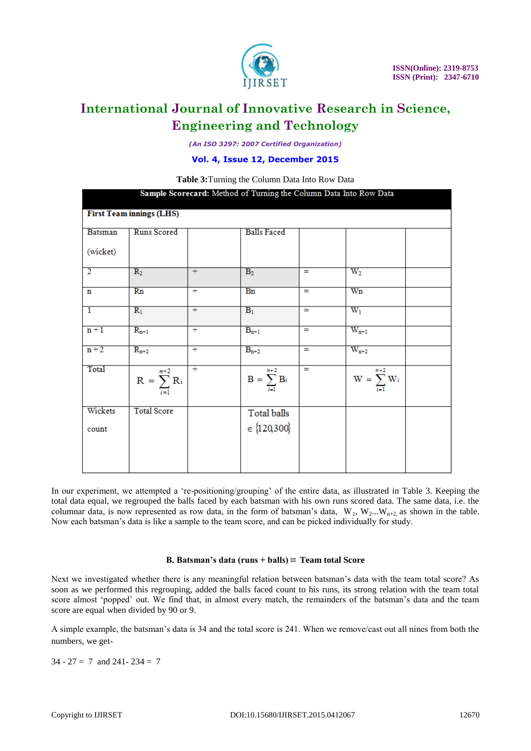**Table 3:**Turning the Column Data Into Row Data

| **Sample Scorecard:** Method of Turning the Column Data Into Row Data | | | | | | |
|---|---|---|---|---|---|---|
| **First Team innings (LHS)** | | | | | | |
| Batsman (wicket) | Runs Scored | | Balls Faced | | | |
| 2 | $R_2$ | + | $B_2$ | = | $W_2$ | |
| n | Rn | + | Bn | = | Wn | |
| 1 | $R_1$ | + | $B_1$ | = | $W_1$ | |
| n + 1 | $R_{n+1}$ | + | $B_{n+1}$ | = | $W_{n+1}$ | |
| n + 2 | $R_{n+2}$ | + | $B_{n+2}$ | = | $W_{n+2}$ | |
| Total | $R = \sum_{i=1}^{n+2} R_i$ | + | $B = \sum_{i=1}^{n+2} B_i$ | = | $W = \sum_{i=1}^{n+2} W_i$ | |
| Wickets count | Total Score | | Total balls $\in \{120, 300\}$ | | | |

In our experiment, we attempted a 're-positioning/grouping' of the entire data, as illustrated in Table 3. Keeping the total data equal, we regrouped the balls faced by each batsman with his own runs scored data. The same data, i.e. the columnar data, is now represented as row data, in the form of batsman's data, $W_1$, $W_2$...$W_{n+2}$, as shown in the table. Now each batsman's data is like a sample to the team score, and can be picked individually for study.

### B. Batsman's data (runs + balls) ≡ Team total Score

Next we investigated whether there is any meaningful relation between batsman's data with the team total score? As soon as we performed this regrouping, added the balls faced count to his runs, its strong relation with the team total score almost 'popped' out. We find that, in almost every match, the remainders of the batsman's data and the team score are equal when divided by 90 or 9.

A simple example, the batsman's data is 34 and the total score is 241. When we remove/cast out all nines from both the numbers, we get-

34 - 27 = 7 and 241- 234 = 7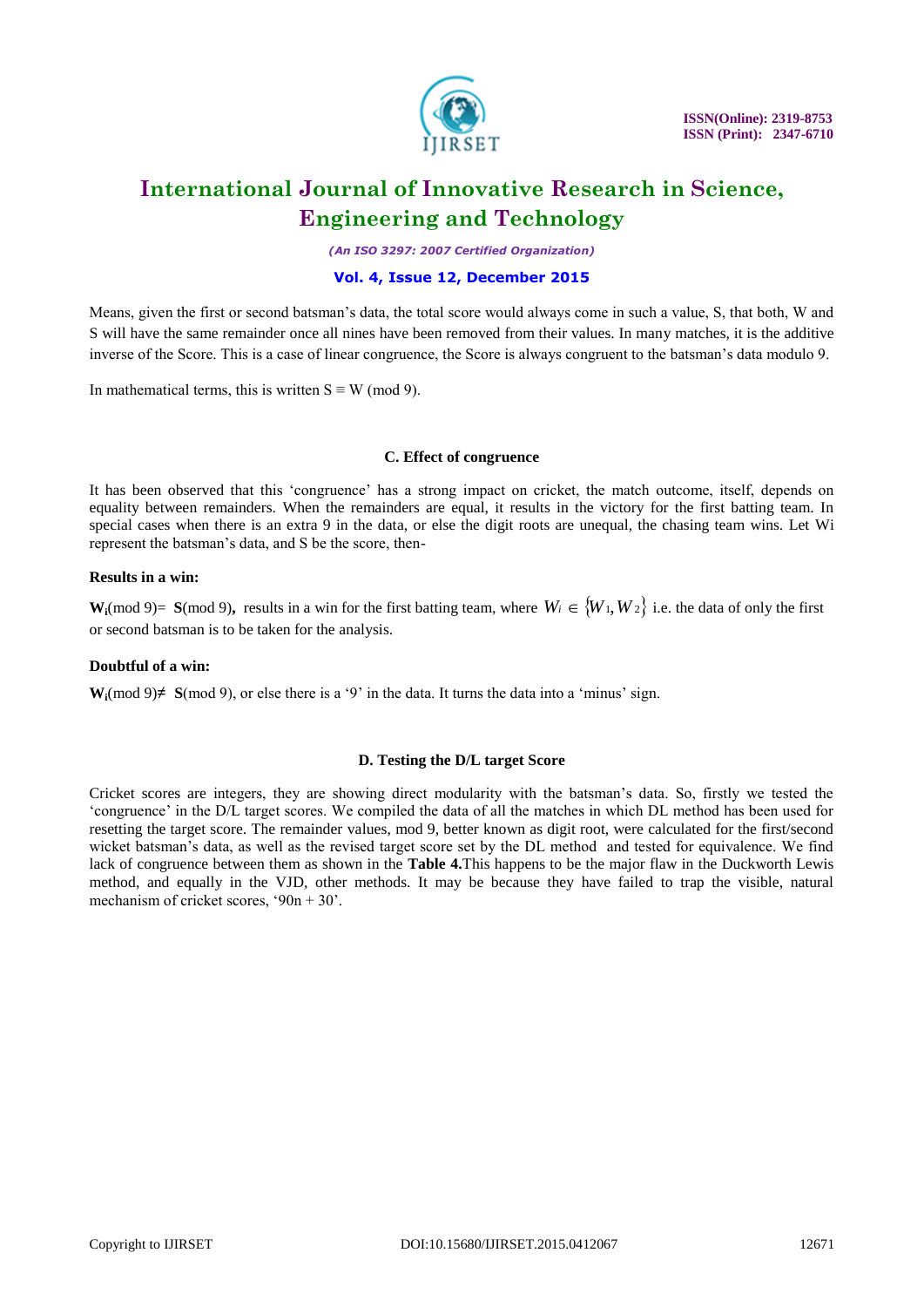Means, given the first or second batsman's data, the total score would always come in such a value, S, that both, W and S will have the same remainder once all nines have been removed from their values. In many matches, it is the additive inverse of the Score. This is a case of linear congruence, the Score is always congruent to the batsman's data modulo 9.

In mathematical terms, this is written $S \equiv W \pmod 9$.

### C. Effect of congruence

It has been observed that this 'congruence' has a strong impact on cricket, the match outcome, itself, depends on equality between remainders. When the remainders are equal, it results in the victory for the first batting team. In special cases when there is an extra 9 in the data, or else the digit roots are unequal, the chasing team wins. Let Wi represent the batsman's data, and S be the score, then-

**Results in a win:**

$\mathbf{W_i} \pmod 9) = \mathbf{S} \pmod 9)$**,** results in a win for the first batting team, where $W_i \in \{W_1, W_2\}$ i.e. the data of only the first or second batsman is to be taken for the analysis.

**Doubtful of a win:**

$\mathbf{W_i} \pmod 9) \neq \mathbf{S} \pmod 9)$, or else there is a '9' in the data. It turns the data into a 'minus' sign.

### D. Testing the D/L target Score

Cricket scores are integers, they are showing direct modularity with the batsman's data. So, firstly we tested the 'congruence' in the D/L target scores. We compiled the data of all the matches in which DL method has been used for resetting the target score. The remainder values, mod 9, better known as digit root, were calculated for the first/second wicket batsman's data, as well as the revised target score set by the DL method and tested for equivalence. We find lack of congruence between them as shown in the **Table 4.**This happens to be the major flaw in the Duckworth Lewis method, and equally in the VJD, other methods. It may be because they have failed to trap the visible, natural mechanism of cricket scores, '90n + 30'.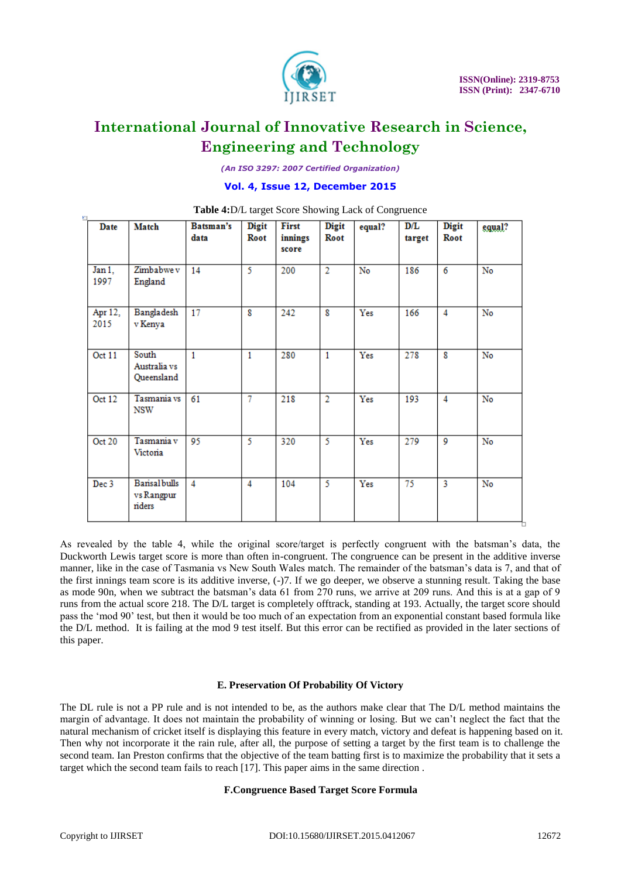**Table 4:**D/L target Score Showing Lack of Congruence

| Date | Match | Batsman's data | Digit Root | First innings score | Digit Root | equal? | D/L target | Digit Root | equal? |
|---|---|---|---|---|---|---|---|---|---|
| Jan 1, 1997 | Zimbabwe v England | 14 | 5 | 200 | 2 | No | 186 | 6 | No |
| Apr 12, 2015 | Bangladesh v Kenya | 17 | 8 | 242 | 8 | Yes | 166 | 4 | No |
| Oct 11 | South Australia vs Queensland | 1 | 1 | 280 | 1 | Yes | 278 | 8 | No |
| Oct 12 | Tasmania vs NSW | 61 | 7 | 218 | 2 | Yes | 193 | 4 | No |
| Oct 20 | Tasmania v Victoria | 95 | 5 | 320 | 5 | Yes | 279 | 9 | No |
| Dec 3 | Barisal bulls vs Rangpur riders | 4 | 4 | 104 | 5 | Yes | 75 | 3 | No |

As revealed by the table 4, while the original score/target is perfectly congruent with the batsman's data, the Duckworth Lewis target score is more than often in-congruent. The congruence can be present in the additive inverse manner, like in the case of Tasmania vs New South Wales match. The remainder of the batsman's data is 7, and that of the first innings team score is its additive inverse, (-)7. If we go deeper, we observe a stunning result. Taking the base as mode 90n, when we subtract the batsman's data 61 from 270 runs, we arrive at 209 runs. And this is at a gap of 9 runs from the actual score 218. The D/L target is completely offtrack, standing at 193. Actually, the target score should pass the 'mod 90' test, but then it would be too much of an expectation from an exponential constant based formula like the D/L method. It is failing at the mod 9 test itself. But this error can be rectified as provided in the later sections of this paper.

### E. Preservation Of Probability Of Victory

The DL rule is not a PP rule and is not intended to be, as the authors make clear that The D/L method maintains the margin of advantage. It does not maintain the probability of winning or losing. But we can't neglect the fact that the natural mechanism of cricket itself is displaying this feature in every match, victory and defeat is happening based on it. Then why not incorporate it the rain rule, after all, the purpose of setting a target by the first team is to challenge the second team. Ian Preston confirms that the objective of the team batting first is to maximize the probability that it sets a target which the second team fails to reach [17]. This paper aims in the same direction .

### F.Congruence Based Target Score Formula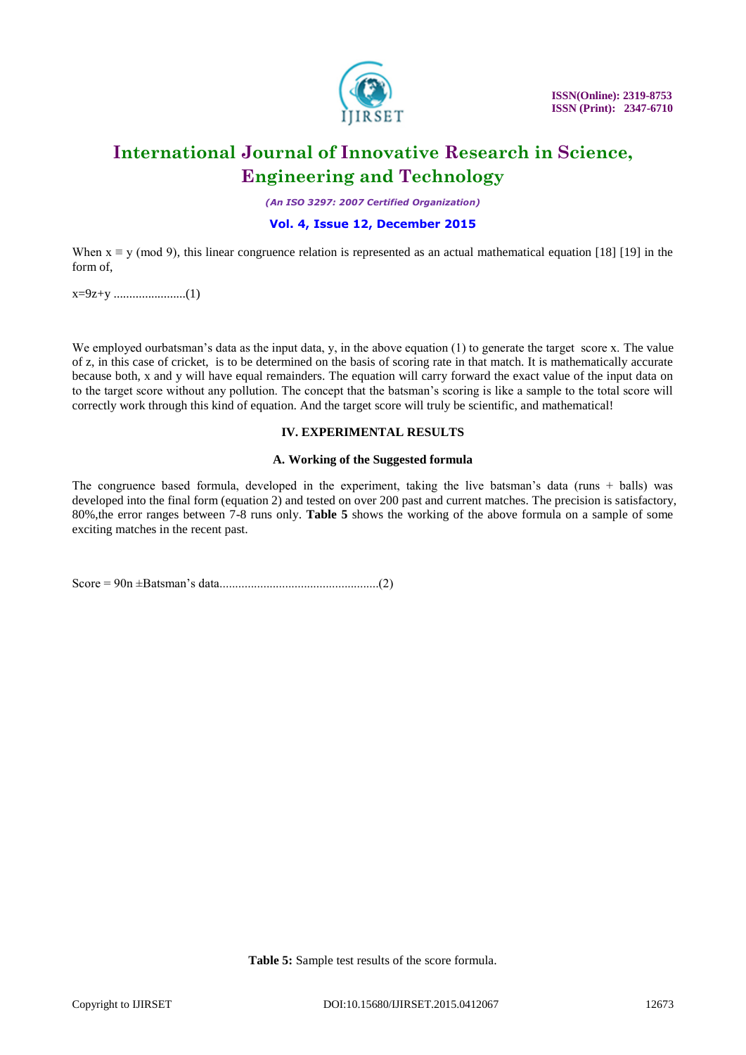When $x \equiv y \pmod 9$, this linear congruence relation is represented as an actual mathematical equation [18] [19] in the form of,

$$x=9z+y \quad \text{.......................(1)}$$

We employed ourbatsman's data as the input data, y, in the above equation (1) to generate the target score x. The value of z, in this case of cricket, is to be determined on the basis of scoring rate in that match. It is mathematically accurate because both, x and y will have equal remainders. The equation will carry forward the exact value of the input data on to the target score without any pollution. The concept that the batsman's scoring is like a sample to the total score will correctly work through this kind of equation. And the target score will truly be scientific, and mathematical!

## IV. EXPERIMENTAL RESULTS

### A. Working of the Suggested formula

The congruence based formula, developed in the experiment, taking the live batsman's data (runs + balls) was developed into the final form (equation 2) and tested on over 200 past and current matches. The precision is satisfactory, 80%,the error ranges between 7-8 runs only. **Table 5** shows the working of the above formula on a sample of some exciting matches in the recent past.

$$\text{Score} = 90n \pm \text{Batsman's data} \quad \text{..................................................(2)}$$

**Table 5:** Sample test results of the score formula.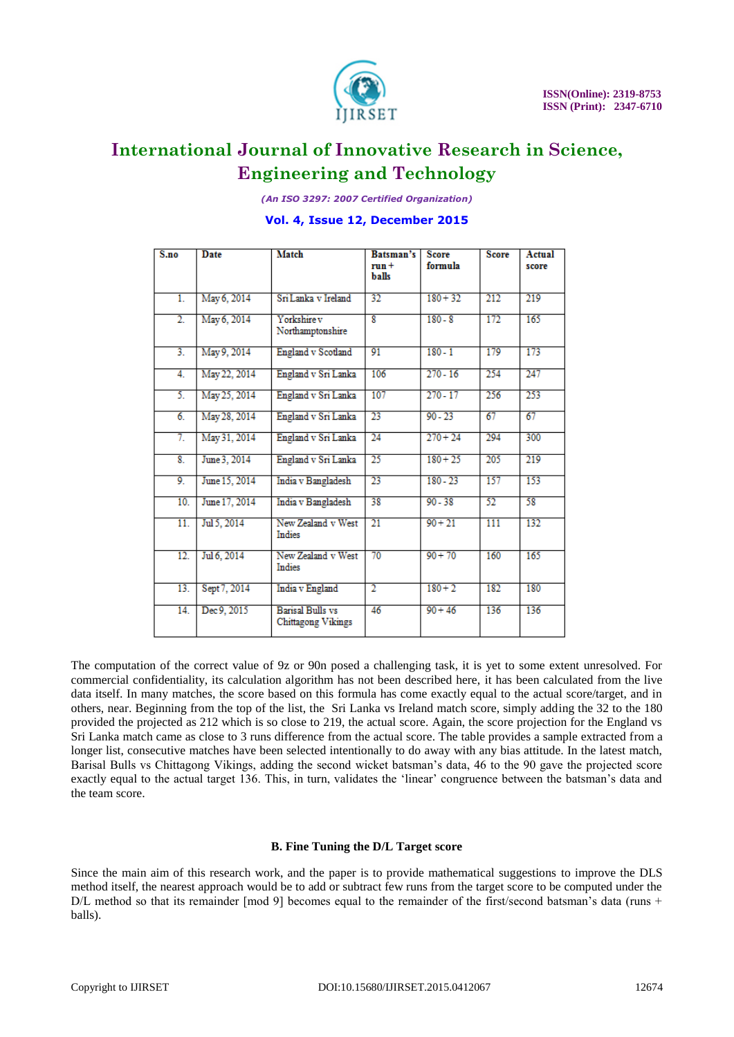| S.no | Date | Match | Batsman's run + balls | Score formula | Score | Actual score |
|---|---|---|---|---|---|---|
| 1. | May 6, 2014 | Sri Lanka v Ireland | 32 | 180 + 32 | 212 | 219 |
| 2. | May 6, 2014 | Yorkshire v Northamptonshire | 8 | 180 - 8 | 172 | 165 |
| 3. | May 9, 2014 | England v Scotland | 91 | 180 - 1 | 179 | 173 |
| 4. | May 22, 2014 | England v Sri Lanka | 106 | 270 - 16 | 254 | 247 |
| 5. | May 25, 2014 | England v Sri Lanka | 107 | 270 - 17 | 256 | 253 |
| 6. | May 28, 2014 | England v Sri Lanka | 23 | 90 - 23 | 67 | 67 |
| 7. | May 31, 2014 | England v Sri Lanka | 24 | 270 + 24 | 294 | 300 |
| 8. | June 3, 2014 | England v Sri Lanka | 25 | 180 + 25 | 205 | 219 |
| 9. | June 15, 2014 | India v Bangladesh | 23 | 180 - 23 | 157 | 153 |
| 10. | June 17, 2014 | India v Bangladesh | 38 | 90 - 38 | 52 | 58 |
| 11. | Jul 5, 2014 | New Zealand v West Indies | 21 | 90 + 21 | 111 | 132 |
| 12. | Jul 6, 2014 | New Zealand v West Indies | 70 | 90 + 70 | 160 | 165 |
| 13. | Sept 7, 2014 | India v England | 2 | 180 + 2 | 182 | 180 |
| 14. | Dec 9, 2015 | Barisal Bulls vs Chittagong Vikings | 46 | 90 + 46 | 136 | 136 |

The computation of the correct value of 9z or 90n posed a challenging task, it is yet to some extent unresolved. For commercial confidentiality, its calculation algorithm has not been described here, it has been calculated from the live data itself. In many matches, the score based on this formula has come exactly equal to the actual score/target, and in others, near. Beginning from the top of the list, the Sri Lanka vs Ireland match score, simply adding the 32 to the 180 provided the projected as 212 which is so close to 219, the actual score. Again, the score projection for the England vs Sri Lanka match came as close to 3 runs difference from the actual score. The table provides a sample extracted from a longer list, consecutive matches have been selected intentionally to do away with any bias attitude. In the latest match, Barisal Bulls vs Chittagong Vikings, adding the second wicket batsman's data, 46 to the 90 gave the projected score exactly equal to the actual target 136. This, in turn, validates the 'linear' congruence between the batsman's data and the team score.

### B. Fine Tuning the D/L Target score

Since the main aim of this research work, and the paper is to provide mathematical suggestions to improve the DLS method itself, the nearest approach would be to add or subtract few runs from the target score to be computed under the D/L method so that its remainder [mod 9] becomes equal to the remainder of the first/second batsman's data (runs + balls).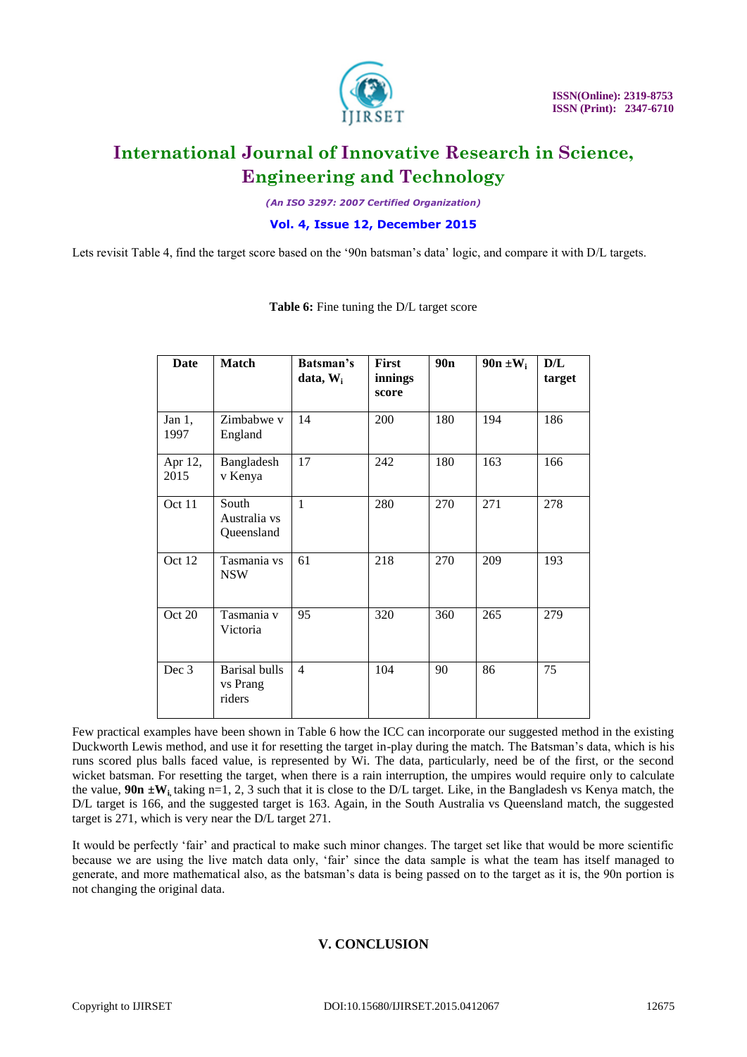Lets revisit Table 4, find the target score based on the '90n batsman's data' logic, and compare it with D/L targets.

**Table 6:** Fine tuning the D/L target score

| Date | Match | Batsman's data, $W_i$ | First innings score | 90n | 90n $\pm W_i$ | D/L target |
|---|---|---|---|---|---|---|
| Jan 1, 1997 | Zimbabwe v England | 14 | 200 | 180 | 194 | 186 |
| Apr 12, 2015 | Bangladesh v Kenya | 17 | 242 | 180 | 163 | 166 |
| Oct 11 | South Australia vs Queensland | 1 | 280 | 270 | 271 | 278 |
| Oct 12 | Tasmania vs NSW | 61 | 218 | 270 | 209 | 193 |
| Oct 20 | Tasmania v Victoria | 95 | 320 | 360 | 265 | 279 |
| Dec 3 | Barisal bulls vs Prang riders | 4 | 104 | 90 | 86 | 75 |

Few practical examples have been shown in Table 6 how the ICC can incorporate our suggested method in the existing Duckworth Lewis method, and use it for resetting the target in-play during the match. The Batsman's data, which is his runs scored plus balls faced value, is represented by Wi. The data, particularly, need be of the first, or the second wicket batsman. For resetting the target, when there is a rain interruption, the umpires would require only to calculate the value, **90n** $\pm$**W**$_i$ taking n=1, 2, 3 such that it is close to the D/L target. Like, in the Bangladesh vs Kenya match, the D/L target is 166, and the suggested target is 163. Again, in the South Australia vs Queensland match, the suggested target is 271, which is very near the D/L target 271.

It would be perfectly 'fair' and practical to make such minor changes. The target set like that would be more scientific because we are using the live match data only, 'fair' since the data sample is what the team has itself managed to generate, and more mathematical also, as the batsman's data is being passed on to the target as it is, the 90n portion is not changing the original data.

## V. CONCLUSION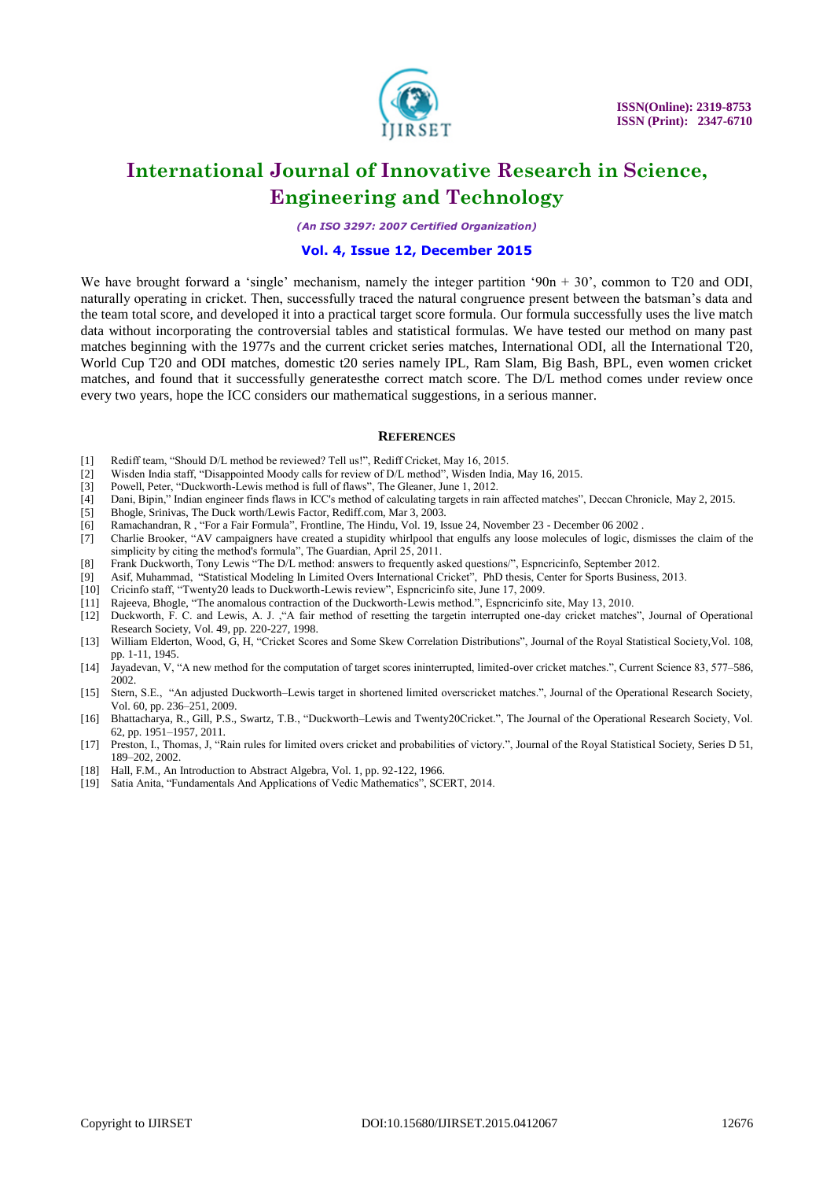We have brought forward a 'single' mechanism, namely the integer partition '90n + 30', common to T20 and ODI, naturally operating in cricket. Then, successfully traced the natural congruence present between the batsman's data and the team total score, and developed it into a practical target score formula. Our formula successfully uses the live match data without incorporating the controversial tables and statistical formulas. We have tested our method on many past matches beginning with the 1977s and the current cricket series matches, International ODI, all the International T20, World Cup T20 and ODI matches, domestic t20 series namely IPL, Ram Slam, Big Bash, BPL, even women cricket matches, and found that it successfully generatesthe correct match score. The D/L method comes under review once every two years, hope the ICC considers our mathematical suggestions, in a serious manner.

## REFERENCES

[1] Rediff team, "Should D/L method be reviewed? Tell us!", Rediff Cricket, May 16, 2015.
[2] Wisden India staff, "Disappointed Moody calls for review of D/L method", Wisden India, May 16, 2015.
[3] Powell, Peter, "Duckworth-Lewis method is full of flaws", The Gleaner, June 1, 2012.
[4] Dani, Bipin," Indian engineer finds flaws in ICC's method of calculating targets in rain affected matches", Deccan Chronicle, May 2, 2015.
[5] Bhogle, Srinivas, The Duck worth/Lewis Factor, Rediff.com, Mar 3, 2003.
[6] Ramachandran, R , "For a Fair Formula", Frontline, The Hindu, Vol. 19, Issue 24, November 23 - December 06 2002 .
[7] Charlie Brooker, "AV campaigners have created a stupidity whirlpool that engulfs any loose molecules of logic, dismisses the claim of the simplicity by citing the method's formula", The Guardian, April 25, 2011.
[8] Frank Duckworth, Tony Lewis "The D/L method: answers to frequently asked questions/", Espncricinfo, September 2012.
[9] Asif, Muhammad, "Statistical Modeling In Limited Overs International Cricket", PhD thesis, Center for Sports Business, 2013.
[10] Cricinfo staff, "Twenty20 leads to Duckworth-Lewis review", Espncricinfo site, June 17, 2009.
[11] Rajeeva, Bhogle, "The anomalous contraction of the Duckworth-Lewis method.", Espncricinfo site, May 13, 2010.
[12] Duckworth, F. C. and Lewis, A. J. ,"A fair method of resetting the targetin interrupted one-day cricket matches", Journal of Operational Research Society, Vol. 49, pp. 220-227, 1998.
[13] William Elderton, Wood, G, H, "Cricket Scores and Some Skew Correlation Distributions", Journal of the Royal Statistical Society,Vol. 108, pp. 1-11, 1945.
[14] Jayadevan, V, "A new method for the computation of target scores ininterrupted, limited-over cricket matches.", Current Science 83, 577–586, 2002.
[15] Stern, S.E., "An adjusted Duckworth–Lewis target in shortened limited overscricket matches.", Journal of the Operational Research Society, Vol. 60, pp. 236–251, 2009.
[16] Bhattacharya, R., Gill, P.S., Swartz, T.B., "Duckworth–Lewis and Twenty20Cricket.", The Journal of the Operational Research Society, Vol. 62, pp. 1951–1957, 2011.
[17] Preston, I., Thomas, J, "Rain rules for limited overs cricket and probabilities of victory.", Journal of the Royal Statistical Society, Series D 51, 189–202, 2002.
[18] Hall, F.M., An Introduction to Abstract Algebra, Vol. 1, pp. 92-122, 1966.
[19] Satia Anita, "Fundamentals And Applications of Vedic Mathematics", SCERT, 2014.